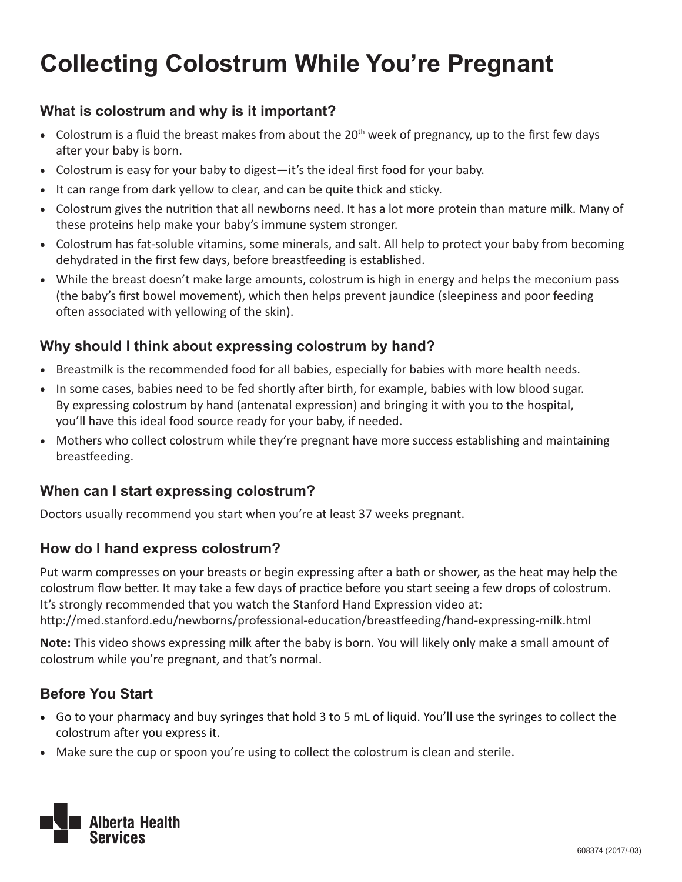# Collecting Colostrum While You're Pregnant

## What is colostrum and why is it important?

- Colostrum is a fluid the breast makes from about the 20th week of pregnancy, up to the first few days after your baby is born.
- Colostrum is easy for your baby to digest—it's the ideal first food for your baby.
- It can range from dark yellow to clear, and can be quite thick and sticky.
- Colostrum gives the nutrition that all newborns need. It has a lot more protein than mature milk. Many of these proteins help make your baby's immune system stronger.
- Colostrum has fat-soluble vitamins, some minerals, and salt. All help to protect your baby from becoming dehydrated in the first few days, before breastfeeding is established.
- While the breast doesn't make large amounts, colostrum is high in energy and helps the meconium pass (the baby's first bowel movement), which then helps prevent jaundice (sleepiness and poor feeding often associated with yellowing of the skin).

## Why should I think about expressing colostrum by hand?

- Breastmilk is the recommended food for all babies, especially for babies with more health needs.
- In some cases, babies need to be fed shortly after birth, for example, babies with low blood sugar. By expressing colostrum by hand (antenatal expression) and bringing it with you to the hospital, you'll have this ideal food source ready for your baby, if needed.
- Mothers who collect colostrum while they're pregnant have more success establishing and maintaining breastfeeding.

## When can I start expressing colostrum?

Doctors usually recommend you start when you're at least 37 weeks pregnant.

## How do I hand express colostrum?

Put warm compresses on your breasts or begin expressing after a bath or shower, as the heat may help the colostrum flow better. It may take a few days of practice before you start seeing a few drops of colostrum. It's strongly recommended that you watch the Stanford Hand Expression video at:
http://med.stanford.edu/newborns/professional-education/breastfeeding/hand-expressing-milk.html

**Note:** This video shows expressing milk after the baby is born. You will likely only make a small amount of colostrum while you're pregnant, and that's normal.

## Before You Start

- Go to your pharmacy and buy syringes that hold 3 to 5 mL of liquid. You'll use the syringes to collect the colostrum after you express it.
- Make sure the cup or spoon you're using to collect the colostrum is clean and sterile.

Alberta Health Services

608374 (2017/-03)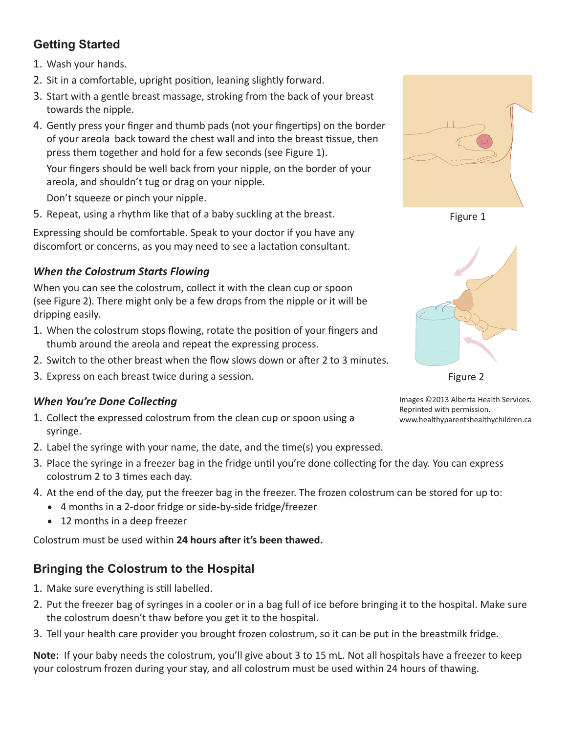## Getting Started

1. Wash your hands.
2. Sit in a comfortable, upright position, leaning slightly forward.
3. Start with a gentle breast massage, stroking from the back of your breast towards the nipple.
4. Gently press your finger and thumb pads (not your fingertips) on the border of your areola back toward the chest wall and into the breast tissue, then press them together and hold for a few seconds (see Figure 1).

   Your fingers should be well back from your nipple, on the border of your areola, and shouldn't tug or drag on your nipple.

   Don't squeeze or pinch your nipple.
5. Repeat, using a rhythm like that of a baby suckling at the breast.

Expressing should be comfortable. Speak to your doctor if you have any discomfort or concerns, as you may need to see a lactation consultant.

Figure 1

### *When the Colostrum Starts Flowing*

When you can see the colostrum, collect it with the clean cup or spoon (see Figure 2). There might only be a few drops from the nipple or it will be dripping easily.

1. When the colostrum stops flowing, rotate the position of your fingers and thumb around the areola and repeat the expressing process.
2. Switch to the other breast when the flow slows down or after 2 to 3 minutes.
3. Express on each breast twice during a session.

Figure 2

Images ©2013 Alberta Health Services. Reprinted with permission. www.healthyparentshealthychildren.ca

### *When You're Done Collecting*

1. Collect the expressed colostrum from the clean cup or spoon using a syringe.
2. Label the syringe with your name, the date, and the time(s) you expressed.
3. Place the syringe in a freezer bag in the fridge until you're done collecting for the day. You can express colostrum 2 to 3 times each day.
4. At the end of the day, put the freezer bag in the freezer. The frozen colostrum can be stored for up to:
   - 4 months in a 2-door fridge or side-by-side fridge/freezer
   - 12 months in a deep freezer

Colostrum must be used within **24 hours after it's been thawed.**

## Bringing the Colostrum to the Hospital

1. Make sure everything is still labelled.
2. Put the freezer bag of syringes in a cooler or in a bag full of ice before bringing it to the hospital. Make sure the colostrum doesn't thaw before you get it to the hospital.
3. Tell your health care provider you brought frozen colostrum, so it can be put in the breastmilk fridge.

**Note:** If your baby needs the colostrum, you'll give about 3 to 15 mL. Not all hospitals have a freezer to keep your colostrum frozen during your stay, and all colostrum must be used within 24 hours of thawing.